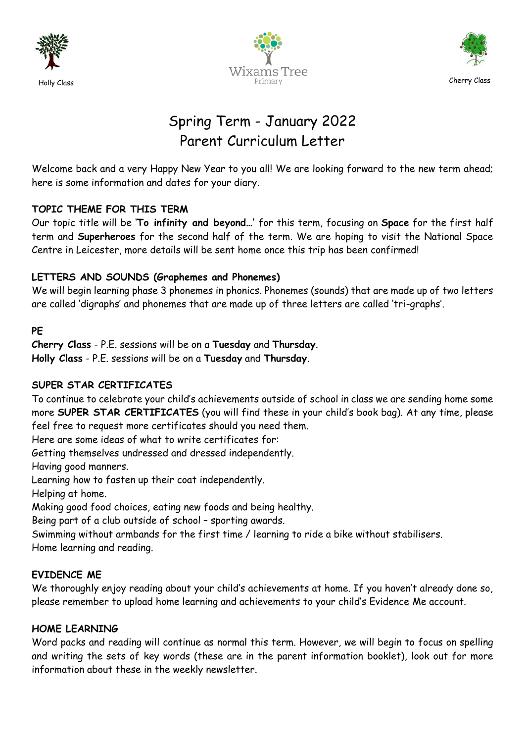Holly Class

Wixams Tree Primary

Cherry Class

# Spring Term - January 2022
# Parent Curriculum Letter

Welcome back and a very Happy New Year to you all! We are looking forward to the new term ahead; here is some information and dates for your diary.

### TOPIC THEME FOR THIS TERM

Our topic title will be '**To infinity and beyond…**' for this term, focusing on **Space** for the first half term and **Superheroes** for the second half of the term. We are hoping to visit the National Space Centre in Leicester, more details will be sent home once this trip has been confirmed!

### LETTERS AND SOUNDS (Graphemes and Phonemes)

We will begin learning phase 3 phonemes in phonics. Phonemes (sounds) that are made up of two letters are called 'digraphs' and phonemes that are made up of three letters are called 'tri-graphs'.

### PE

**Cherry Class** - P.E. sessions will be on a **Tuesday** and **Thursday**.
**Holly Class** - P.E. sessions will be on a **Tuesday** and **Thursday**.

### SUPER STAR CERTIFICATES

To continue to celebrate your child's achievements outside of school in class we are sending home some more **SUPER STAR CERTIFICATES** (you will find these in your child's book bag). At any time, please feel free to request more certificates should you need them.

Here are some ideas of what to write certificates for:

Getting themselves undressed and dressed independently.
Having good manners.
Learning how to fasten up their coat independently.
Helping at home.
Making good food choices, eating new foods and being healthy.
Being part of a club outside of school – sporting awards.
Swimming without armbands for the first time / learning to ride a bike without stabilisers.
Home learning and reading.

### EVIDENCE ME

We thoroughly enjoy reading about your child's achievements at home. If you haven't already done so, please remember to upload home learning and achievements to your child's Evidence Me account.

### HOME LEARNING

Word packs and reading will continue as normal this term. However, we will begin to focus on spelling and writing the sets of key words (these are in the parent information booklet), look out for more information about these in the weekly newsletter.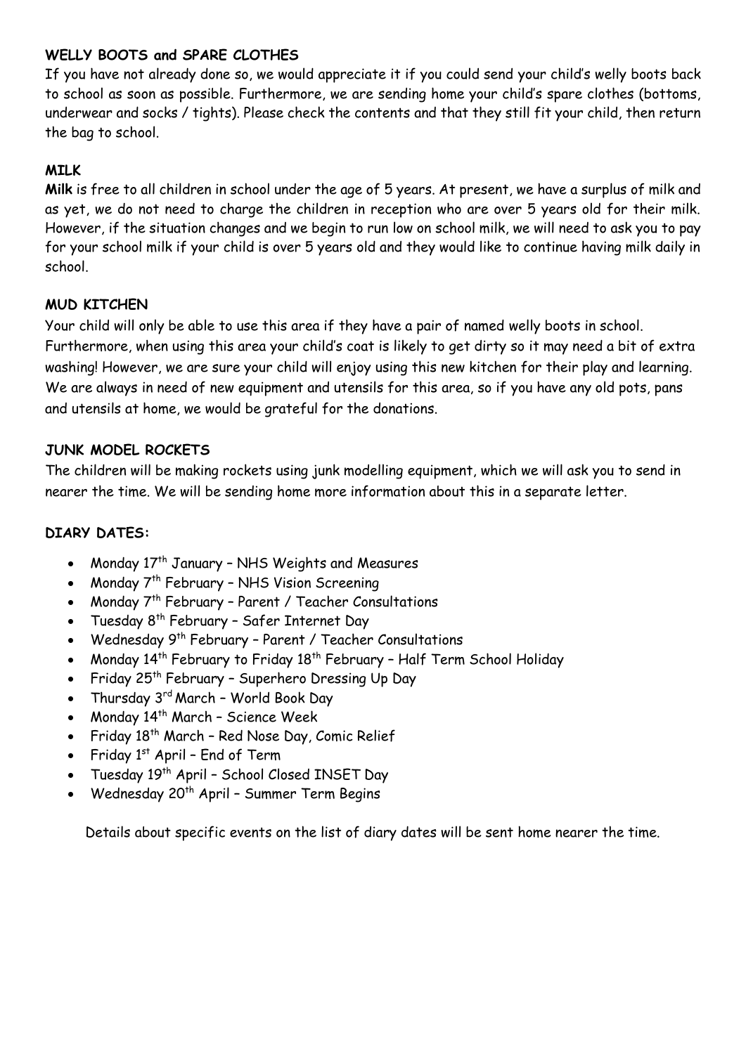**WELLY BOOTS and SPARE CLOTHES**

If you have not already done so, we would appreciate it if you could send your child's welly boots back to school as soon as possible. Furthermore, we are sending home your child's spare clothes (bottoms, underwear and socks / tights). Please check the contents and that they still fit your child, then return the bag to school.

**MILK**

**Milk** is free to all children in school under the age of 5 years. At present, we have a surplus of milk and as yet, we do not need to charge the children in reception who are over 5 years old for their milk. However, if the situation changes and we begin to run low on school milk, we will need to ask you to pay for your school milk if your child is over 5 years old and they would like to continue having milk daily in school.

**MUD KITCHEN**

Your child will only be able to use this area if they have a pair of named welly boots in school. Furthermore, when using this area your child's coat is likely to get dirty so it may need a bit of extra washing! However, we are sure your child will enjoy using this new kitchen for their play and learning. We are always in need of new equipment and utensils for this area, so if you have any old pots, pans and utensils at home, we would be grateful for the donations.

**JUNK MODEL ROCKETS**

The children will be making rockets using junk modelling equipment, which we will ask you to send in nearer the time. We will be sending home more information about this in a separate letter.

**DIARY DATES:**

- Monday 17th January – NHS Weights and Measures
- Monday 7th February – NHS Vision Screening
- Monday 7th February – Parent / Teacher Consultations
- Tuesday 8th February – Safer Internet Day
- Wednesday 9th February – Parent / Teacher Consultations
- Monday 14th February to Friday 18th February – Half Term School Holiday
- Friday 25th February – Superhero Dressing Up Day
- Thursday 3rd March – World Book Day
- Monday 14th March – Science Week
- Friday 18th March – Red Nose Day, Comic Relief
- Friday 1st April – End of Term
- Tuesday 19th April – School Closed INSET Day
- Wednesday 20th April – Summer Term Begins

Details about specific events on the list of diary dates will be sent home nearer the time.